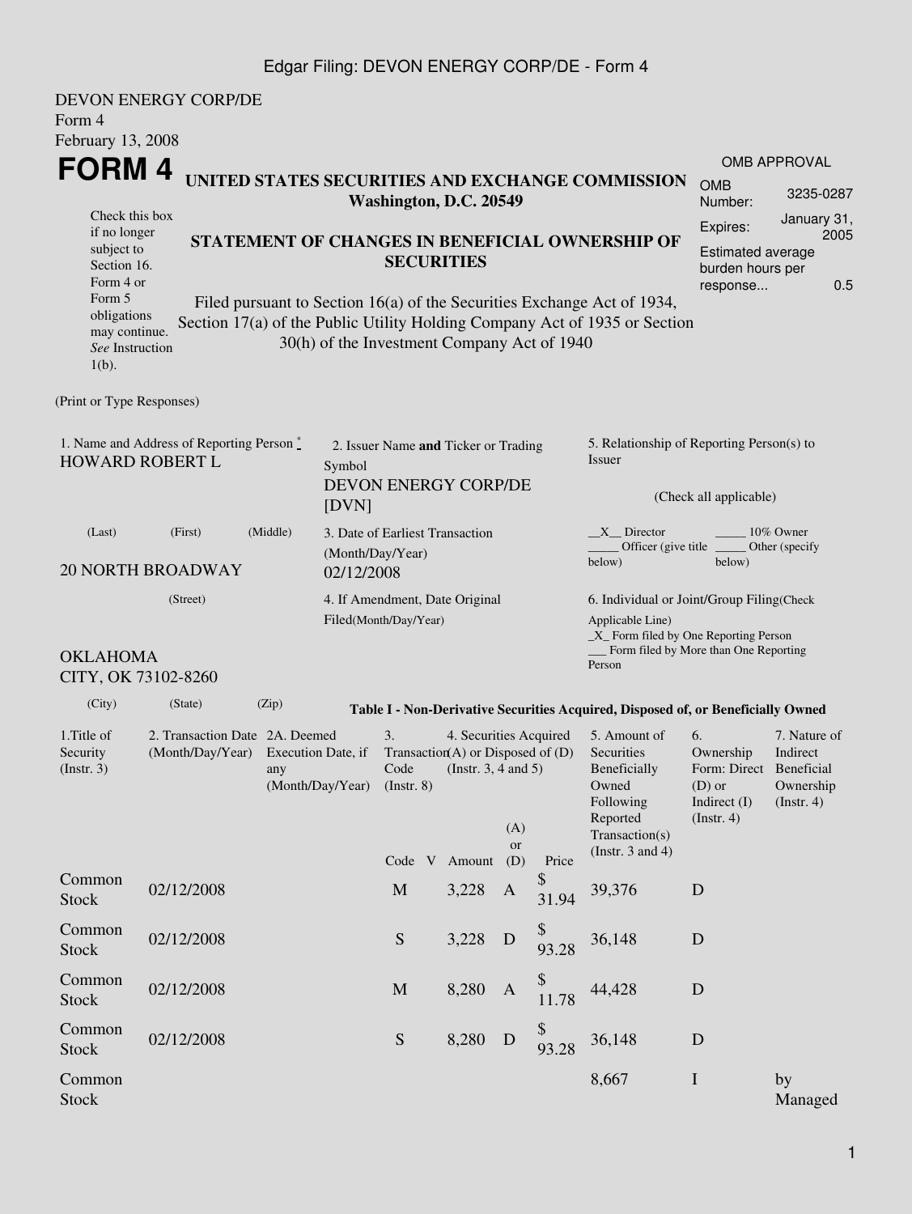Edgar Filing: DEVON ENERGY CORP/DE - Form 4

DEVON ENERGY CORP/DE
Form 4
February 13, 2008

# FORM 4

**UNITED STATES SECURITIES AND EXCHANGE COMMISSION**
**Washington, D.C. 20549**

**STATEMENT OF CHANGES IN BENEFICIAL OWNERSHIP OF SECURITIES**

Filed pursuant to Section 16(a) of the Securities Exchange Act of 1934, Section 17(a) of the Public Utility Holding Company Act of 1935 or Section 30(h) of the Investment Company Act of 1940

Check this box if no longer subject to Section 16. Form 4 or Form 5 obligations may continue. *See* Instruction 1(b).

OMB APPROVAL

| | |
|---|---|
| OMB Number: | 3235-0287 |
| Expires: | January 31, 2005 |
| Estimated average burden hours per response... | 0.5 |

(Print or Type Responses)

1. Name and Address of Reporting Person *
HOWARD ROBERT L

(Last) (First) (Middle)

20 NORTH BROADWAY

(Street)

OKLAHOMA CITY, OK 73102-8260

(City) (State) (Zip)

2. Issuer Name **and** Ticker or Trading Symbol
DEVON ENERGY CORP/DE [DVN]

3. Date of Earliest Transaction (Month/Day/Year)
02/12/2008

4. If Amendment, Date Original Filed(Month/Day/Year)

5. Relationship of Reporting Person(s) to Issuer

(Check all applicable)

__X__ Director _____ 10% Owner
_____ Officer (give title below) _____ Other (specify below)

6. Individual or Joint/Group Filing(Check Applicable Line)
_X_ Form filed by One Reporting Person
___ Form filed by More than One Reporting Person

**Table I - Non-Derivative Securities Acquired, Disposed of, or Beneficially Owned**

| 1.Title of Security (Instr. 3) | 2. Transaction Date (Month/Day/Year) | 2A. Deemed Execution Date, if any (Month/Day/Year) | 3. Transaction Code (Instr. 8) | | 4. Securities Acquired (A) or Disposed of (D) (Instr. 3, 4 and 5) | | | 5. Amount of Securities Beneficially Owned Following Reported Transaction(s) (Instr. 3 and 4) | 6. Ownership Form: Direct (D) or Indirect (I) (Instr. 4) | 7. Nature of Indirect Beneficial Ownership (Instr. 4) |
|---|---|---|---|---|---|---|---|---|---|---|
| | | | Code | V | Amount | (A) or (D) | Price | | | |
| Common Stock | 02/12/2008 | | M | | 3,228 | A | $ 31.94 | 39,376 | D | |
| Common Stock | 02/12/2008 | | S | | 3,228 | D | $ 93.28 | 36,148 | D | |
| Common Stock | 02/12/2008 | | M | | 8,280 | A | $ 11.78 | 44,428 | D | |
| Common Stock | 02/12/2008 | | S | | 8,280 | D | $ 93.28 | 36,148 | D | |
| Common Stock | | | | | | | | 8,667 | I | by Managed |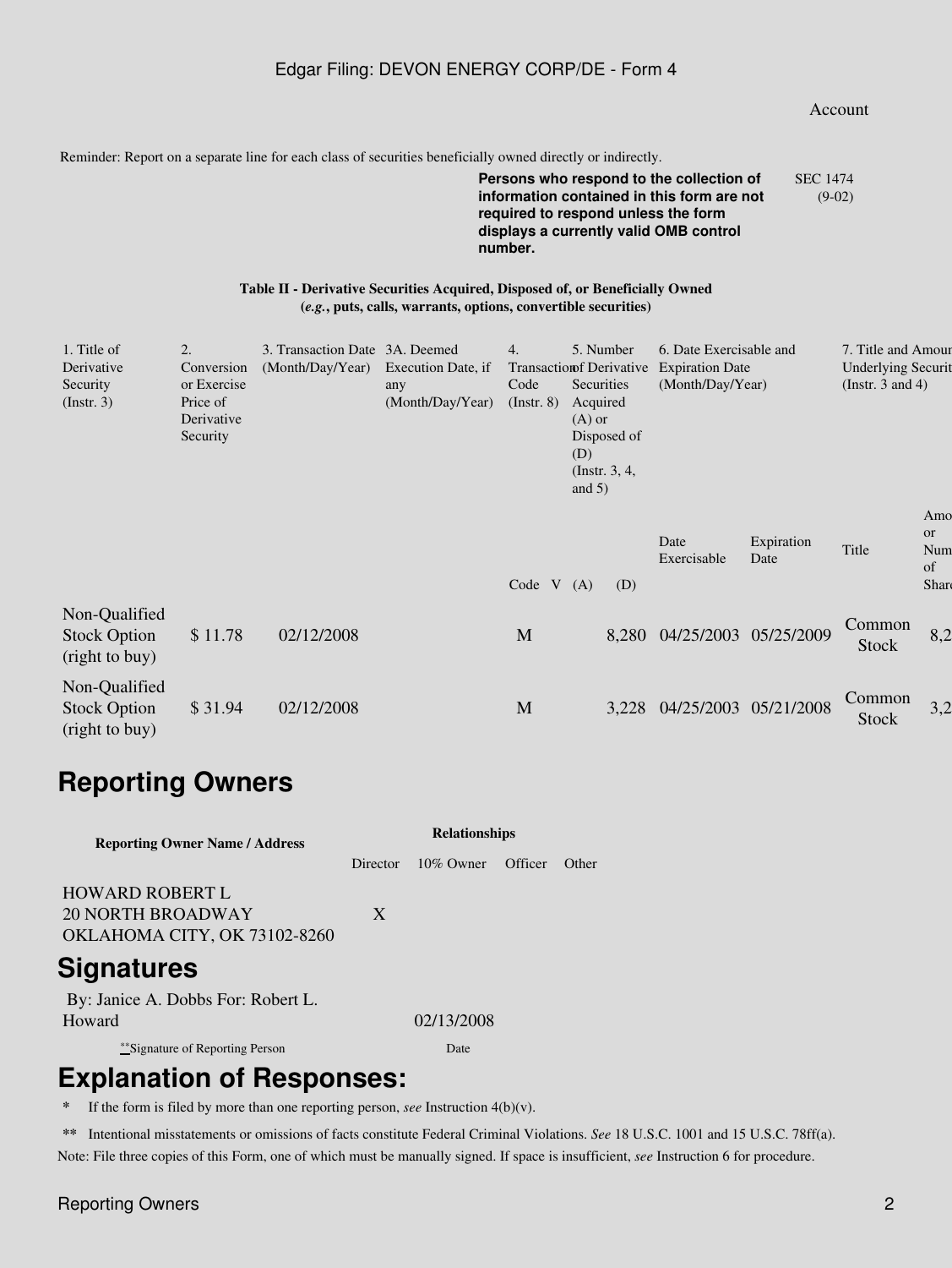Account

Reminder: Report on a separate line for each class of securities beneficially owned directly or indirectly.

**Persons who respond to the collection of information contained in this form are not required to respond unless the form displays a currently valid OMB control number.**

SEC 1474 (9-02)

**Table II - Derivative Securities Acquired, Disposed of, or Beneficially Owned**
**(*e.g.*, puts, calls, warrants, options, convertible securities)**

| 1. Title of Derivative Security (Instr. 3) | 2. Conversion or Exercise Price of Derivative Security | 3. Transaction Date (Month/Day/Year) | 3A. Deemed Execution Date, if any (Month/Day/Year) | 4. Transaction Code (Instr. 8) | | 5. Number of Derivative Securities Acquired (A) or Disposed of (D) (Instr. 3, 4, and 5) | | 6. Date Exercisable and Expiration Date (Month/Day/Year) | | 7. Title and Amour Underlying Securit (Instr. 3 and 4) | |
|---|---|---|---|---|---|---|---|---|---|---|---|
| | | | | Code | V | (A) | (D) | Date Exercisable | Expiration Date | Title | Amo or Num of Share |
| Non-Qualified Stock Option (right to buy) | $ 11.78 | 02/12/2008 | | M | | | 8,280 | 04/25/2003 | 05/25/2009 | Common Stock | 8,2 |
| Non-Qualified Stock Option (right to buy) | $ 31.94 | 02/12/2008 | | M | | | 3,228 | 04/25/2003 | 05/21/2008 | Common Stock | 3,2 |

# Reporting Owners

| Reporting Owner Name / Address | Relationships | | | |
|---|---|---|---|---|
| | Director | 10% Owner | Officer | Other |
| HOWARD ROBERT L<br>20 NORTH BROADWAY<br>OKLAHOMA CITY, OK 73102-8260 | X | | | |

# Signatures

| By: Janice A. Dobbs For: Robert L. Howard | 02/13/2008 |
|---|---|
| **Signature of Reporting Person | Date |

# Explanation of Responses:

\* If the form is filed by more than one reporting person, *see* Instruction 4(b)(v).

\*\* Intentional misstatements or omissions of facts constitute Federal Criminal Violations. *See* 18 U.S.C. 1001 and 15 U.S.C. 78ff(a).

Note: File three copies of this Form, one of which must be manually signed. If space is insufficient, *see* Instruction 6 for procedure.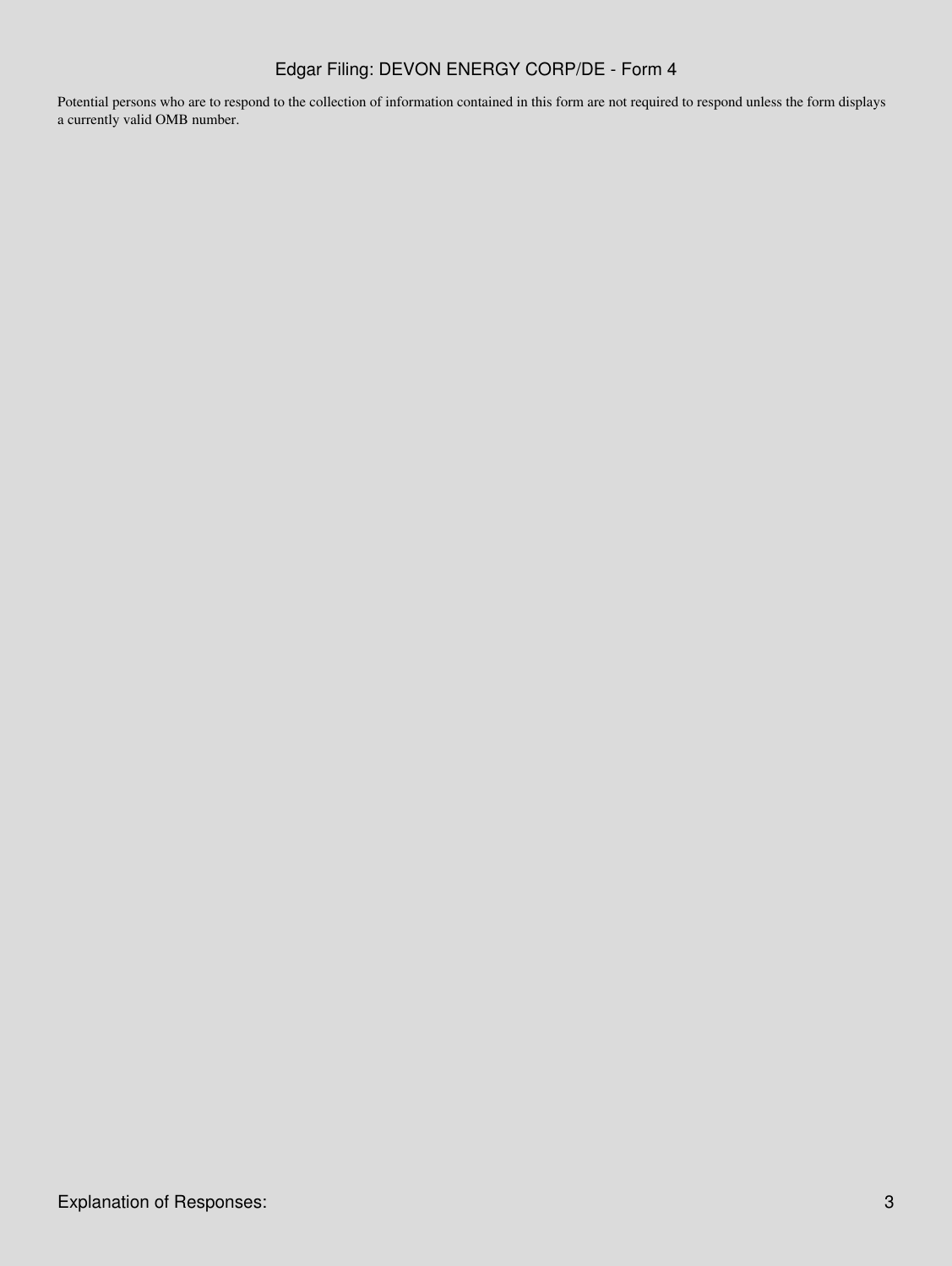Potential persons who are to respond to the collection of information contained in this form are not required to respond unless the form displays a currently valid OMB number.